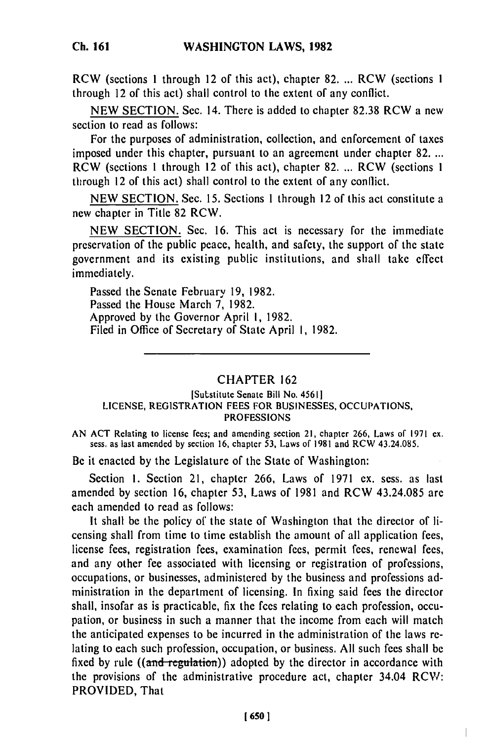RCW (sections 1 through 12 of this act), chapter 82. ... RCW (sections 1 through 12 of this act) shall control to the extent of any conflict.

NEW SECTION. Sec. 14. There is added to chapter 82.38 RCW a new section to read as follows:

For the purposes of administration, collection, and enforcement of taxes imposed under this chapter, pursuant to an agreement under chapter 82. ... RCW (sections 1 through 12 of this act), chapter 82. ... RCW (sections 1 through 12 of this act) shall control to the extent of any conflict.

NEW SECTION. Sec. 15. Sections 1 through 12 of this act constitute a new chapter in Title 82 RCW.

NEW SECTION. Sec. 16. This act is necessary for the immediate preservation of the public peace, health, and safety, the support of the state government and its existing public institutions, and shall take effect immediately.

Passed the Senate February 19, 1982.
Passed the House March 7, 1982.
Approved by the Governor April 1, 1982.
Filed in Office of Secretary of State April 1, 1982.

---

## CHAPTER 162

[Substitute Senate Bill No. 4561]

LICENSE, REGISTRATION FEES FOR BUSINESSES, OCCUPATIONS, PROFESSIONS

AN ACT Relating to license fees; and amending section 21, chapter 266, Laws of 1971 ex. sess. as last amended by section 16, chapter 53, Laws of 1981 and RCW 43.24.085.

Be it enacted by the Legislature of the State of Washington:

Section 1. Section 21, chapter 266, Laws of 1971 ex. sess. as last amended by section 16, chapter 53, Laws of 1981 and RCW 43.24.085 are each amended to read as follows:

It shall be the policy of the state of Washington that the director of licensing shall from time to time establish the amount of all application fees, license fees, registration fees, examination fees, permit fees, renewal fees, and any other fee associated with licensing or registration of professions, occupations, or businesses, administered by the business and professions administration in the department of licensing. In fixing said fees the director shall, insofar as is practicable, fix the fees relating to each profession, occupation, or business in such a manner that the income from each will match the anticipated expenses to be incurred in the administration of the laws relating to each such profession, occupation, or business. All such fees shall be fixed by rule ((~~and regulation~~)) adopted by the director in accordance with the provisions of the administrative procedure act, chapter 34.04 RCW: PROVIDED, That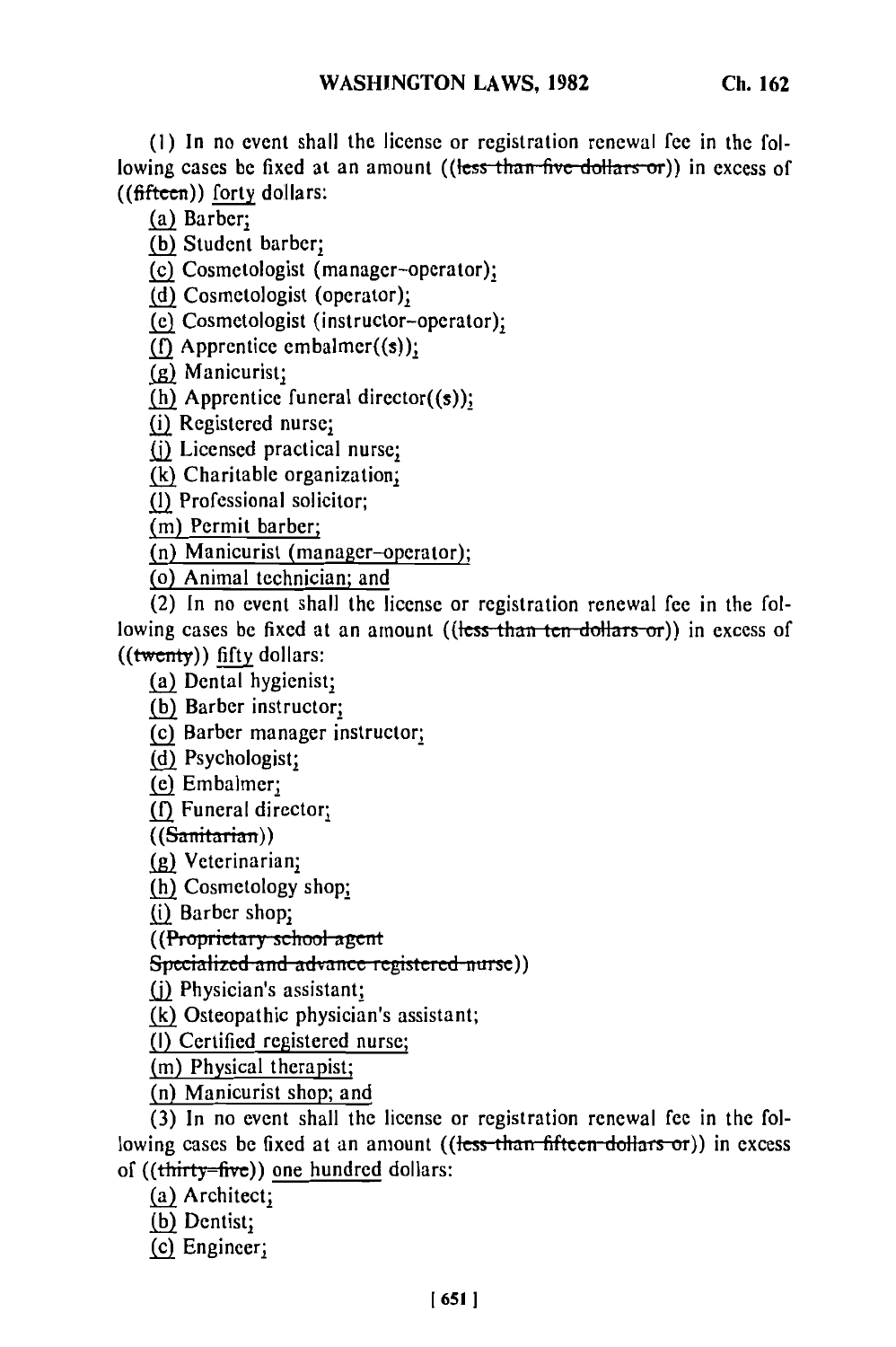(1) In no event shall the license or registration renewal fee in the following cases be fixed at an amount ((~~less than five dollars or~~)) in excess of ((~~fifteen~~)) forty dollars:

(a) Barber;

(b) Student barber;

(c) Cosmetologist (manager-operator);

(d) Cosmetologist (operator);

(e) Cosmetologist (instructor-operator);

(f) Apprentice embalmer((s));

(g) Manicurist;

(h) Apprentice funeral director((s));

(i) Registered nurse;

(j) Licensed practical nurse;

(k) Charitable organization;

(l) Professional solicitor;

(m) Permit barber;

(n) Manicurist (manager-operator);

(o) Animal technician; and

(2) In no event shall the license or registration renewal fee in the following cases be fixed at an amount ((~~less than ten dollars or~~)) in excess of ((~~twenty~~)) fifty dollars:

(a) Dental hygienist;

(b) Barber instructor;

(c) Barber manager instructor;

(d) Psychologist;

(e) Embalmer;

(f) Funeral director;

((~~Sanitarian~~))

(g) Veterinarian;

(h) Cosmetology shop;

(i) Barber shop;

((~~Proprietary school agent~~

~~Specialized and advance registered nurse~~))

(j) Physician's assistant;

(k) Osteopathic physician's assistant;

(l) Certified registered nurse;

(m) Physical therapist;

(n) Manicurist shop; and

(3) In no event shall the license or registration renewal fee in the following cases be fixed at an amount ((~~less than fifteen dollars or~~)) in excess of ((~~thirty-five~~)) one hundred dollars:

(a) Architect;

(b) Dentist;

(c) Engineer;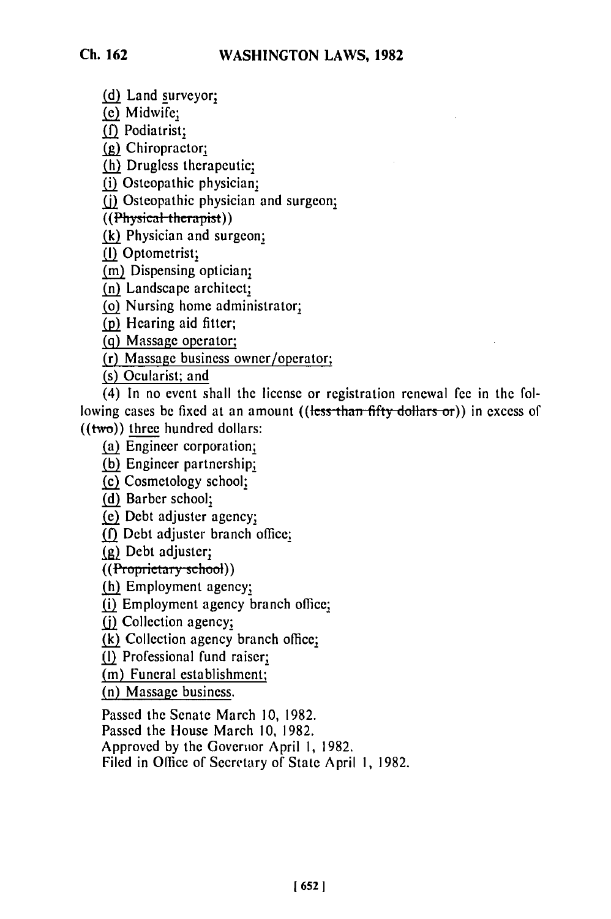(d) Land surveyor;

(e) Midwife;

(f) Podiatrist;

(g) Chiropractor;

(h) Drugless therapeutic;

(i) Osteopathic physician;

(j) Osteopathic physician and surgeon;

((~~Physical therapist~~))

(k) Physician and surgeon;

(l) Optometrist;

(m) Dispensing optician;

(n) Landscape architect;

(o) Nursing home administrator;

(p) Hearing aid fitter;

(q) Massage operator;

(r) Massage business owner/operator;

(s) Ocularist; and

(4) In no event shall the license or registration renewal fee in the following cases be fixed at an amount ((~~less than fifty dollars or~~)) in excess of ((~~two~~)) three hundred dollars:

(a) Engineer corporation;

(b) Engineer partnership;

(c) Cosmetology school;

(d) Barber school;

(e) Debt adjuster agency;

(f) Debt adjuster branch office;

(g) Debt adjuster;

((~~Proprietary school~~))

(h) Employment agency;

(i) Employment agency branch office;

(j) Collection agency;

(k) Collection agency branch office;

(l) Professional fund raiser;

(m) Funeral establishment;

(n) Massage business.

Passed the Senate March 10, 1982.
Passed the House March 10, 1982.
Approved by the Governor April 1, 1982.
Filed in Office of Secretary of State April 1, 1982.